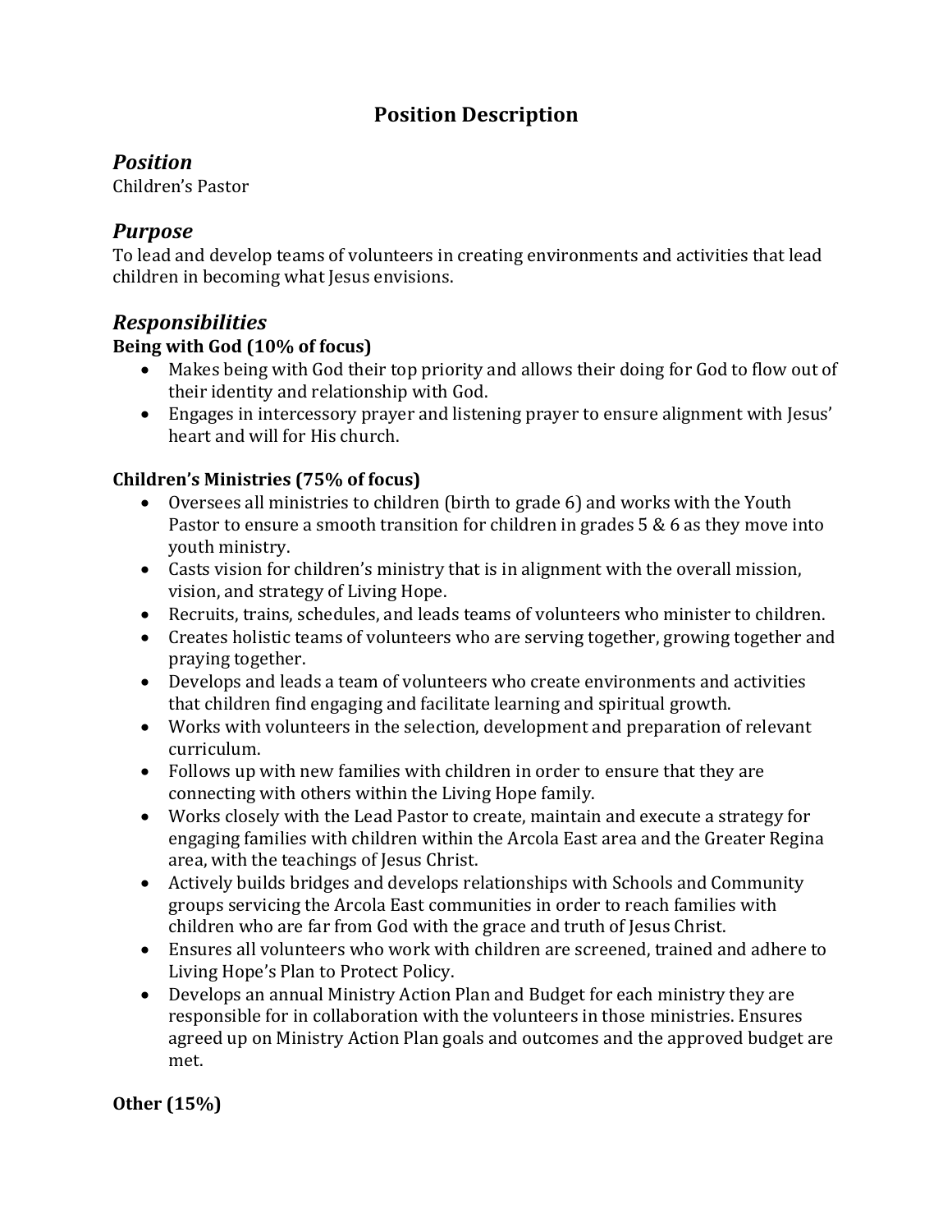# Position Description

## *Position*

Children's Pastor

## *Purpose*

To lead and develop teams of volunteers in creating environments and activities that lead children in becoming what Jesus envisions.

## *Responsibilities*

**Being with God (10% of focus)**

- Makes being with God their top priority and allows their doing for God to flow out of their identity and relationship with God.
- Engages in intercessory prayer and listening prayer to ensure alignment with Jesus' heart and will for His church.

**Children's Ministries (75% of focus)**

- Oversees all ministries to children (birth to grade 6) and works with the Youth Pastor to ensure a smooth transition for children in grades 5 & 6 as they move into youth ministry.
- Casts vision for children's ministry that is in alignment with the overall mission, vision, and strategy of Living Hope.
- Recruits, trains, schedules, and leads teams of volunteers who minister to children.
- Creates holistic teams of volunteers who are serving together, growing together and praying together.
- Develops and leads a team of volunteers who create environments and activities that children find engaging and facilitate learning and spiritual growth.
- Works with volunteers in the selection, development and preparation of relevant curriculum.
- Follows up with new families with children in order to ensure that they are connecting with others within the Living Hope family.
- Works closely with the Lead Pastor to create, maintain and execute a strategy for engaging families with children within the Arcola East area and the Greater Regina area, with the teachings of Jesus Christ.
- Actively builds bridges and develops relationships with Schools and Community groups servicing the Arcola East communities in order to reach families with children who are far from God with the grace and truth of Jesus Christ.
- Ensures all volunteers who work with children are screened, trained and adhere to Living Hope's Plan to Protect Policy.
- Develops an annual Ministry Action Plan and Budget for each ministry they are responsible for in collaboration with the volunteers in those ministries. Ensures agreed up on Ministry Action Plan goals and outcomes and the approved budget are met.

**Other (15%)**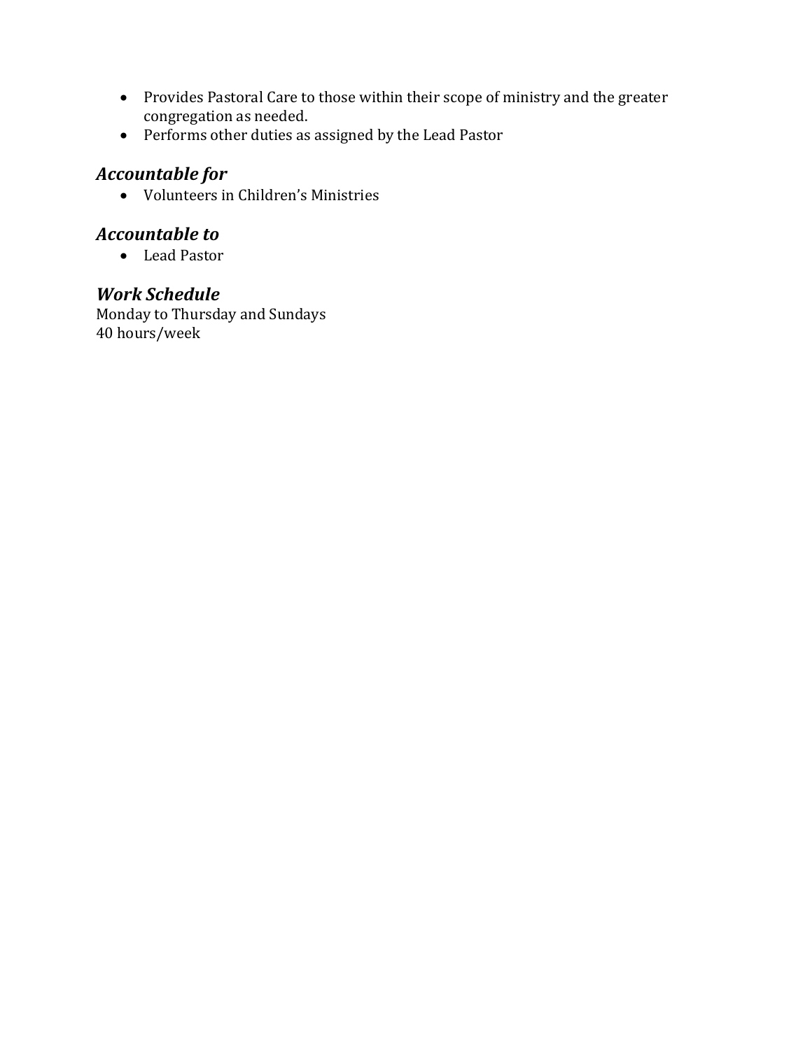- Provides Pastoral Care to those within their scope of ministry and the greater congregation as needed.
- Performs other duties as assigned by the Lead Pastor

### *Accountable for*

- Volunteers in Children's Ministries

### *Accountable to*

- Lead Pastor

### *Work Schedule*

Monday to Thursday and Sundays
40 hours/week